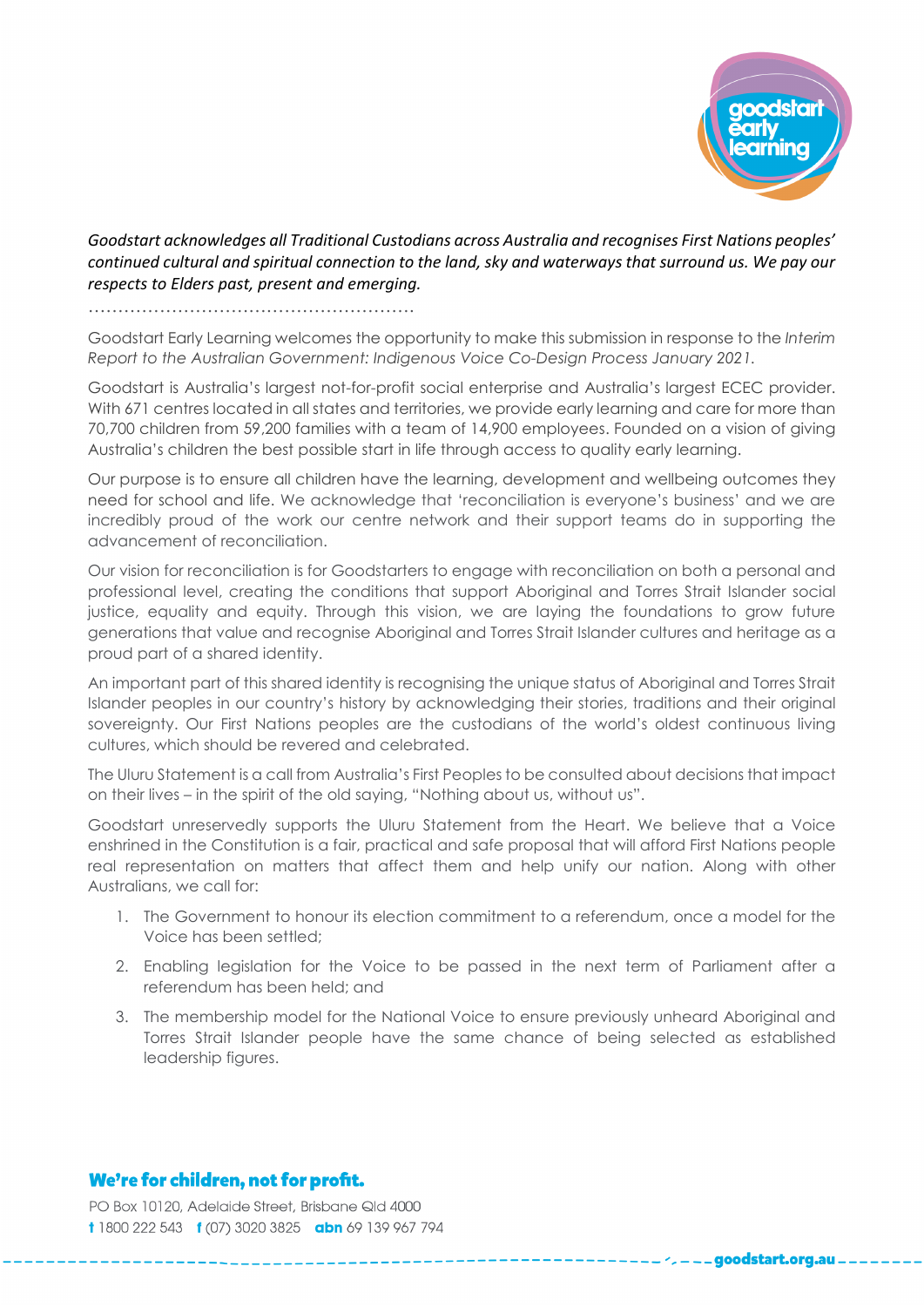*Goodstart acknowledges all Traditional Custodians across Australia and recognises First Nations peoples' continued cultural and spiritual connection to the land, sky and waterways that surround us. We pay our respects to Elders past, present and emerging.*

…………………………………………………

Goodstart Early Learning welcomes the opportunity to make this submission in response to the *Interim Report to the Australian Government: Indigenous Voice Co-Design Process January 2021*.

Goodstart is Australia's largest not-for-profit social enterprise and Australia's largest ECEC provider. With 671 centres located in all states and territories, we provide early learning and care for more than 70,700 children from 59,200 families with a team of 14,900 employees. Founded on a vision of giving Australia's children the best possible start in life through access to quality early learning.

Our purpose is to ensure all children have the learning, development and wellbeing outcomes they need for school and life. We acknowledge that 'reconciliation is everyone's business' and we are incredibly proud of the work our centre network and their support teams do in supporting the advancement of reconciliation.

Our vision for reconciliation is for Goodstarters to engage with reconciliation on both a personal and professional level, creating the conditions that support Aboriginal and Torres Strait Islander social justice, equality and equity. Through this vision, we are laying the foundations to grow future generations that value and recognise Aboriginal and Torres Strait Islander cultures and heritage as a proud part of a shared identity.

An important part of this shared identity is recognising the unique status of Aboriginal and Torres Strait Islander peoples in our country's history by acknowledging their stories, traditions and their original sovereignty. Our First Nations peoples are the custodians of the world's oldest continuous living cultures, which should be revered and celebrated.

The Uluru Statement is a call from Australia's First Peoples to be consulted about decisions that impact on their lives – in the spirit of the old saying, "Nothing about us, without us".

Goodstart unreservedly supports the Uluru Statement from the Heart. We believe that a Voice enshrined in the Constitution is a fair, practical and safe proposal that will afford First Nations people real representation on matters that affect them and help unify our nation. Along with other Australians, we call for:

1. The Government to honour its election commitment to a referendum, once a model for the Voice has been settled;
2. Enabling legislation for the Voice to be passed in the next term of Parliament after a referendum has been held; and
3. The membership model for the National Voice to ensure previously unheard Aboriginal and Torres Strait Islander people have the same chance of being selected as established leadership figures.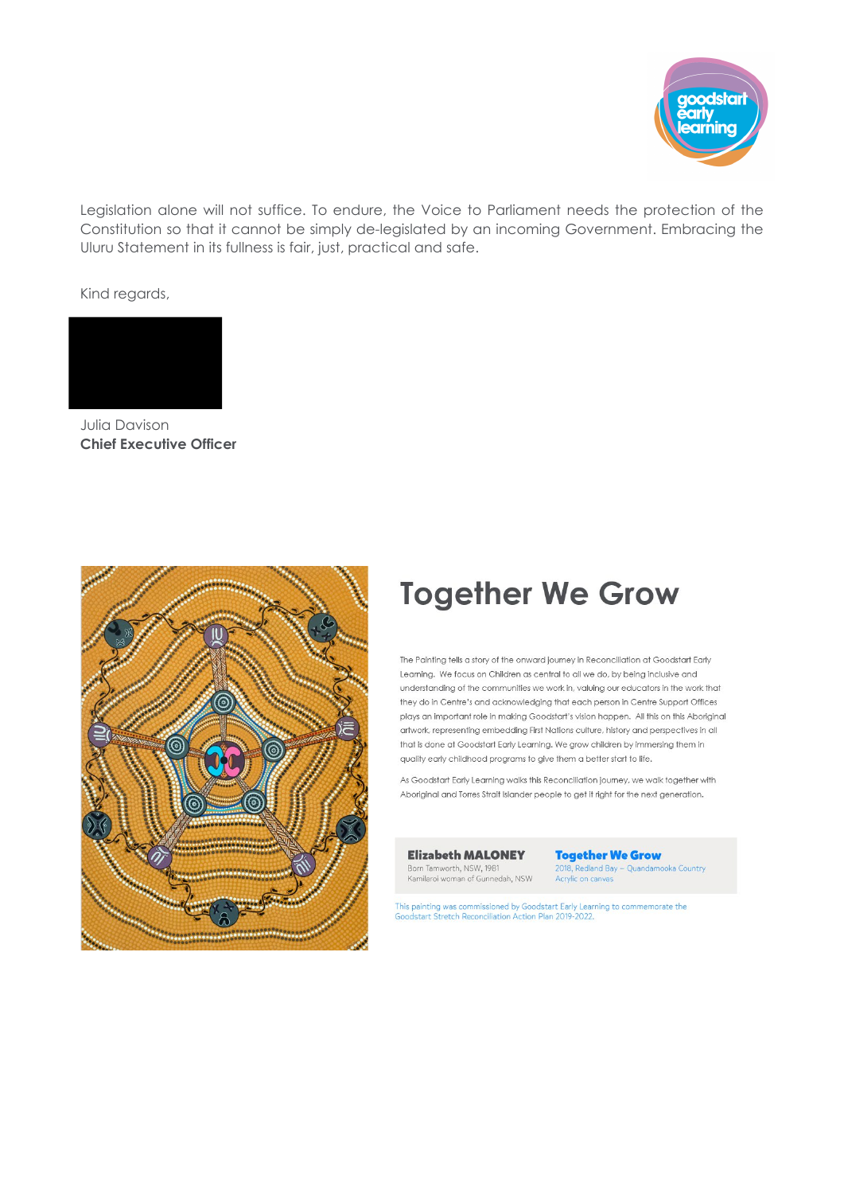Legislation alone will not suffice. To endure, the Voice to Parliament needs the protection of the Constitution so that it cannot be simply de-legislated by an incoming Government. Embracing the Uluru Statement in its fullness is fair, just, practical and safe.

Kind regards,

Julia Davison
**Chief Executive Officer**

# Together We Grow

The Painting tells a story of the onward journey in Reconciliation at Goodstart Early Learning. We focus on Children as central to all we do, by being inclusive and understanding of the communities we work in, valuing our educators in the work that they do in Centre's and acknowledging that each person in Centre Support Offices plays an important role in making Goodstart's vision happen. All this on this Aboriginal artwork, representing embedding First Nations culture, history and perspectives in all that is done at Goodstart Early Learning. We grow children by immersing them in quality early childhood programs to give them a better start to life.

As Goodstart Early Learning walks this Reconciliation journey, we walk together with Aboriginal and Torres Strait Islander people to get it right for the next generation.

**Elizabeth MALONEY**
Born Tamworth, NSW, 1981
Kamilaroi woman of Gunnedah, NSW

**Together We Grow**
2018, Redland Bay – Quandamooka Country
Acrylic on canvas

This painting was commissioned by Goodstart Early Learning to commemorate the Goodstart Stretch Reconciliation Action Plan 2019-2022.